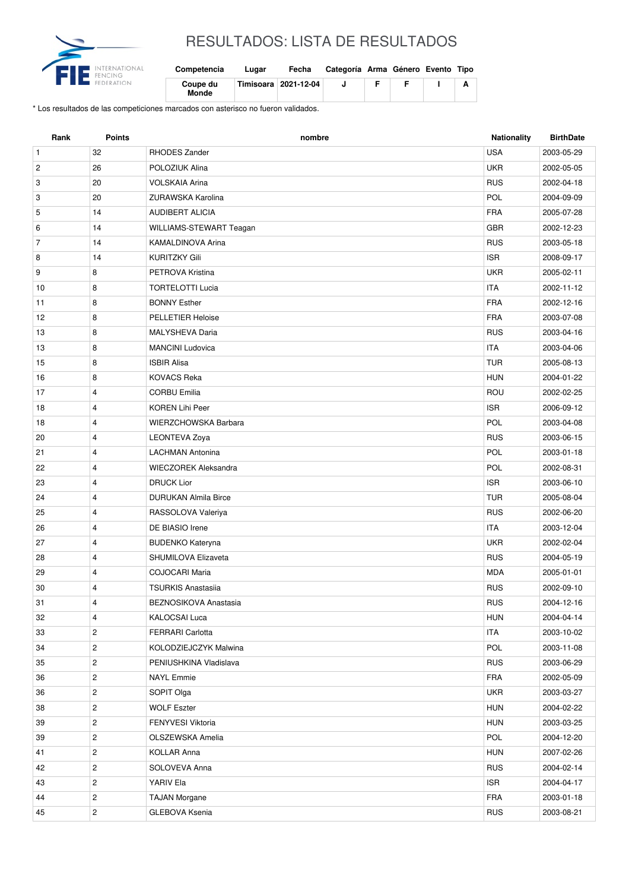# RESULTADOS: LISTA DE RESULTADOS

| Competencia | Lugar | Fecha | Categoría | Arma | Género | Evento | Tipo |
|---|---|---|---|---|---|---|---|
| Coupe du Monde | Timisoara | 2021-12-04 | J | F | F | I | A |

* Los resultados de las competiciones marcados con asterisco no fueron validados.

| Rank | Points | nombre | Nationality | BirthDate |
|---|---|---|---|---|
| 1 | 32 | RHODES Zander | USA | 2003-05-29 |
| 2 | 26 | POLOZIUK Alina | UKR | 2002-05-05 |
| 3 | 20 | VOLSKAIA Arina | RUS | 2002-04-18 |
| 3 | 20 | ZURAWSKA Karolina | POL | 2004-09-09 |
| 5 | 14 | AUDIBERT ALICIA | FRA | 2005-07-28 |
| 6 | 14 | WILLIAMS-STEWART Teagan | GBR | 2002-12-23 |
| 7 | 14 | KAMALDINOVA Arina | RUS | 2003-05-18 |
| 8 | 14 | KURITZKY Gili | ISR | 2008-09-17 |
| 9 | 8 | PETROVA Kristina | UKR | 2005-02-11 |
| 10 | 8 | TORTELOTTI Lucia | ITA | 2002-11-12 |
| 11 | 8 | BONNY Esther | FRA | 2002-12-16 |
| 12 | 8 | PELLETIER Heloise | FRA | 2003-07-08 |
| 13 | 8 | MALYSHEVA Daria | RUS | 2003-04-16 |
| 13 | 8 | MANCINI Ludovica | ITA | 2003-04-06 |
| 15 | 8 | ISBIR Alisa | TUR | 2005-08-13 |
| 16 | 8 | KOVACS Reka | HUN | 2004-01-22 |
| 17 | 4 | CORBU Emilia | ROU | 2002-02-25 |
| 18 | 4 | KOREN Lihi Peer | ISR | 2006-09-12 |
| 18 | 4 | WIERZCHOWSKA Barbara | POL | 2003-04-08 |
| 20 | 4 | LEONTEVA Zoya | RUS | 2003-06-15 |
| 21 | 4 | LACHMAN Antonina | POL | 2003-01-18 |
| 22 | 4 | WIECZOREK Aleksandra | POL | 2002-08-31 |
| 23 | 4 | DRUCK Lior | ISR | 2003-06-10 |
| 24 | 4 | DURUKAN Almila Birce | TUR | 2005-08-04 |
| 25 | 4 | RASSOLOVA Valeriya | RUS | 2002-06-20 |
| 26 | 4 | DE BIASIO Irene | ITA | 2003-12-04 |
| 27 | 4 | BUDENKO Kateryna | UKR | 2002-02-04 |
| 28 | 4 | SHUMILOVA Elizaveta | RUS | 2004-05-19 |
| 29 | 4 | COJOCARI Maria | MDA | 2005-01-01 |
| 30 | 4 | TSURKIS Anastasiia | RUS | 2002-09-10 |
| 31 | 4 | BEZNOSIKOVA Anastasia | RUS | 2004-12-16 |
| 32 | 4 | KALOCSAI Luca | HUN | 2004-04-14 |
| 33 | 2 | FERRARI Carlotta | ITA | 2003-10-02 |
| 34 | 2 | KOLODZIEJCZYK Malwina | POL | 2003-11-08 |
| 35 | 2 | PENIUSHKINA Vladislava | RUS | 2003-06-29 |
| 36 | 2 | NAYL Emmie | FRA | 2002-05-09 |
| 36 | 2 | SOPIT Olga | UKR | 2003-03-27 |
| 38 | 2 | WOLF Eszter | HUN | 2004-02-22 |
| 39 | 2 | FENYVESI Viktoria | HUN | 2003-03-25 |
| 39 | 2 | OLSZEWSKA Amelia | POL | 2004-12-20 |
| 41 | 2 | KOLLAR Anna | HUN | 2007-02-26 |
| 42 | 2 | SOLOVEVA Anna | RUS | 2004-02-14 |
| 43 | 2 | YARIV Ela | ISR | 2004-04-17 |
| 44 | 2 | TAJAN Morgane | FRA | 2003-01-18 |
| 45 | 2 | GLEBOVA Ksenia | RUS | 2003-08-21 |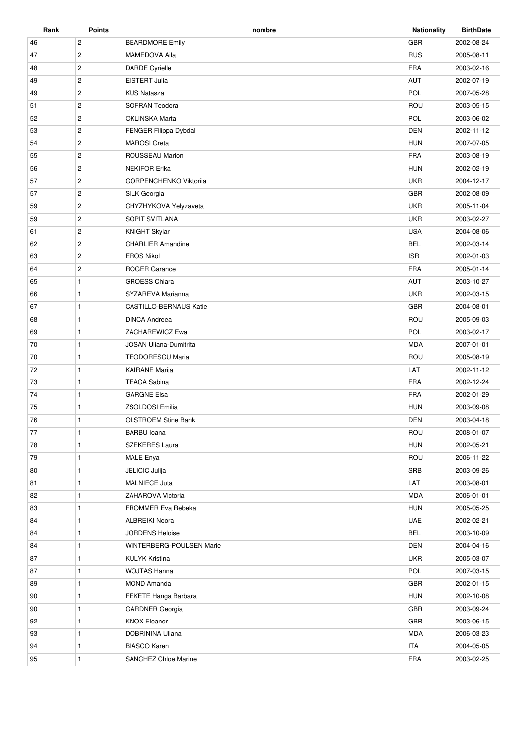| Rank | Points | nombre | Nationality | BirthDate |
| --- | --- | --- | --- | --- |
| 46 | 2 | BEARDMORE Emily | GBR | 2002-08-24 |
| 47 | 2 | MAMEDOVA Aila | RUS | 2005-08-11 |
| 48 | 2 | DARDE Cyrielle | FRA | 2003-02-16 |
| 49 | 2 | EISTERT Julia | AUT | 2002-07-19 |
| 49 | 2 | KUS Natasza | POL | 2007-05-28 |
| 51 | 2 | SOFRAN Teodora | ROU | 2003-05-15 |
| 52 | 2 | OKLINSKA Marta | POL | 2003-06-02 |
| 53 | 2 | FENGER Filippa Dybdal | DEN | 2002-11-12 |
| 54 | 2 | MAROSI Greta | HUN | 2007-07-05 |
| 55 | 2 | ROUSSEAU Marion | FRA | 2003-08-19 |
| 56 | 2 | NEKIFOR Erika | HUN | 2002-02-19 |
| 57 | 2 | GORPENCHENKO Viktoriia | UKR | 2004-12-17 |
| 57 | 2 | SILK Georgia | GBR | 2002-08-09 |
| 59 | 2 | CHYZHYKOVA Yelyzaveta | UKR | 2005-11-04 |
| 59 | 2 | SOPIT SVITLANA | UKR | 2003-02-27 |
| 61 | 2 | KNIGHT Skylar | USA | 2004-08-06 |
| 62 | 2 | CHARLIER Amandine | BEL | 2002-03-14 |
| 63 | 2 | EROS Nikol | ISR | 2002-01-03 |
| 64 | 2 | ROGER Garance | FRA | 2005-01-14 |
| 65 | 1 | GROESS Chiara | AUT | 2003-10-27 |
| 66 | 1 | SYZAREVA Marianna | UKR | 2002-03-15 |
| 67 | 1 | CASTILLO-BERNAUS Katie | GBR | 2004-08-01 |
| 68 | 1 | DINCA Andreea | ROU | 2005-09-03 |
| 69 | 1 | ZACHAREWICZ Ewa | POL | 2003-02-17 |
| 70 | 1 | JOSAN Uliana-Dumitrita | MDA | 2007-01-01 |
| 70 | 1 | TEODORESCU Maria | ROU | 2005-08-19 |
| 72 | 1 | KAIRANE Marija | LAT | 2002-11-12 |
| 73 | 1 | TEACA Sabina | FRA | 2002-12-24 |
| 74 | 1 | GARGNE Elsa | FRA | 2002-01-29 |
| 75 | 1 | ZSOLDOSI Emilia | HUN | 2003-09-08 |
| 76 | 1 | OLSTROEM Stine Bank | DEN | 2003-04-18 |
| 77 | 1 | BARBU Ioana | ROU | 2008-01-07 |
| 78 | 1 | SZEKERES Laura | HUN | 2002-05-21 |
| 79 | 1 | MALE Enya | ROU | 2006-11-22 |
| 80 | 1 | JELICIC Julija | SRB | 2003-09-26 |
| 81 | 1 | MALNIECE Juta | LAT | 2003-08-01 |
| 82 | 1 | ZAHAROVA Victoria | MDA | 2006-01-01 |
| 83 | 1 | FROMMER Eva Rebeka | HUN | 2005-05-25 |
| 84 | 1 | ALBREIKI Noora | UAE | 2002-02-21 |
| 84 | 1 | JORDENS Heloise | BEL | 2003-10-09 |
| 84 | 1 | WINTERBERG-POULSEN Marie | DEN | 2004-04-16 |
| 87 | 1 | KULYK Kristina | UKR | 2005-03-07 |
| 87 | 1 | WOJTAS Hanna | POL | 2007-03-15 |
| 89 | 1 | MOND Amanda | GBR | 2002-01-15 |
| 90 | 1 | FEKETE Hanga Barbara | HUN | 2002-10-08 |
| 90 | 1 | GARDNER Georgia | GBR | 2003-09-24 |
| 92 | 1 | KNOX Eleanor | GBR | 2003-06-15 |
| 93 | 1 | DOBRININA Uliana | MDA | 2006-03-23 |
| 94 | 1 | BIASCO Karen | ITA | 2004-05-05 |
| 95 | 1 | SANCHEZ Chloe Marine | FRA | 2003-02-25 |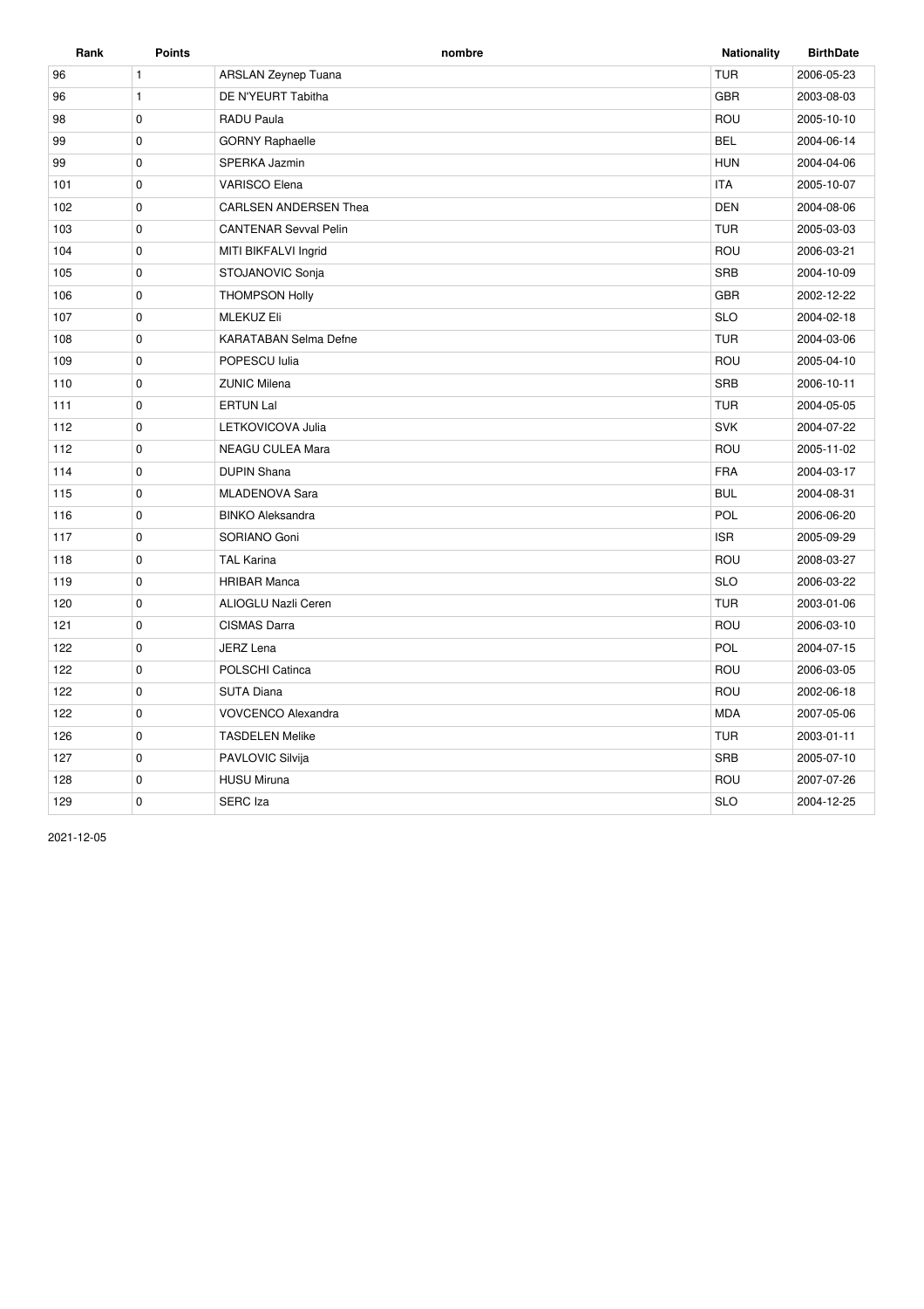| Rank | Points | nombre | Nationality | BirthDate |
|---|---|---|---|---|
| 96 | 1 | ARSLAN Zeynep Tuana | TUR | 2006-05-23 |
| 96 | 1 | DE N'YEURT Tabitha | GBR | 2003-08-03 |
| 98 | 0 | RADU Paula | ROU | 2005-10-10 |
| 99 | 0 | GORNY Raphaelle | BEL | 2004-06-14 |
| 99 | 0 | SPERKA Jazmin | HUN | 2004-04-06 |
| 101 | 0 | VARISCO Elena | ITA | 2005-10-07 |
| 102 | 0 | CARLSEN ANDERSEN Thea | DEN | 2004-08-06 |
| 103 | 0 | CANTENAR Sevval Pelin | TUR | 2005-03-03 |
| 104 | 0 | MITI BIKFALVI Ingrid | ROU | 2006-03-21 |
| 105 | 0 | STOJANOVIC Sonja | SRB | 2004-10-09 |
| 106 | 0 | THOMPSON Holly | GBR | 2002-12-22 |
| 107 | 0 | MLEKUZ Eli | SLO | 2004-02-18 |
| 108 | 0 | KARATABAN Selma Defne | TUR | 2004-03-06 |
| 109 | 0 | POPESCU Iulia | ROU | 2005-04-10 |
| 110 | 0 | ZUNIC Milena | SRB | 2006-10-11 |
| 111 | 0 | ERTUN Lal | TUR | 2004-05-05 |
| 112 | 0 | LETKOVICOVA Julia | SVK | 2004-07-22 |
| 112 | 0 | NEAGU CULEA Mara | ROU | 2005-11-02 |
| 114 | 0 | DUPIN Shana | FRA | 2004-03-17 |
| 115 | 0 | MLADENOVA Sara | BUL | 2004-08-31 |
| 116 | 0 | BINKO Aleksandra | POL | 2006-06-20 |
| 117 | 0 | SORIANO Goni | ISR | 2005-09-29 |
| 118 | 0 | TAL Karina | ROU | 2008-03-27 |
| 119 | 0 | HRIBAR Manca | SLO | 2006-03-22 |
| 120 | 0 | ALIOGLU Nazli Ceren | TUR | 2003-01-06 |
| 121 | 0 | CISMAS Darra | ROU | 2006-03-10 |
| 122 | 0 | JERZ Lena | POL | 2004-07-15 |
| 122 | 0 | POLSCHI Catinca | ROU | 2006-03-05 |
| 122 | 0 | SUTA Diana | ROU | 2002-06-18 |
| 122 | 0 | VOVCENCO Alexandra | MDA | 2007-05-06 |
| 126 | 0 | TASDELEN Melike | TUR | 2003-01-11 |
| 127 | 0 | PAVLOVIC Silvija | SRB | 2005-07-10 |
| 128 | 0 | HUSU Miruna | ROU | 2007-07-26 |
| 129 | 0 | SERC Iza | SLO | 2004-12-25 |

2021-12-05